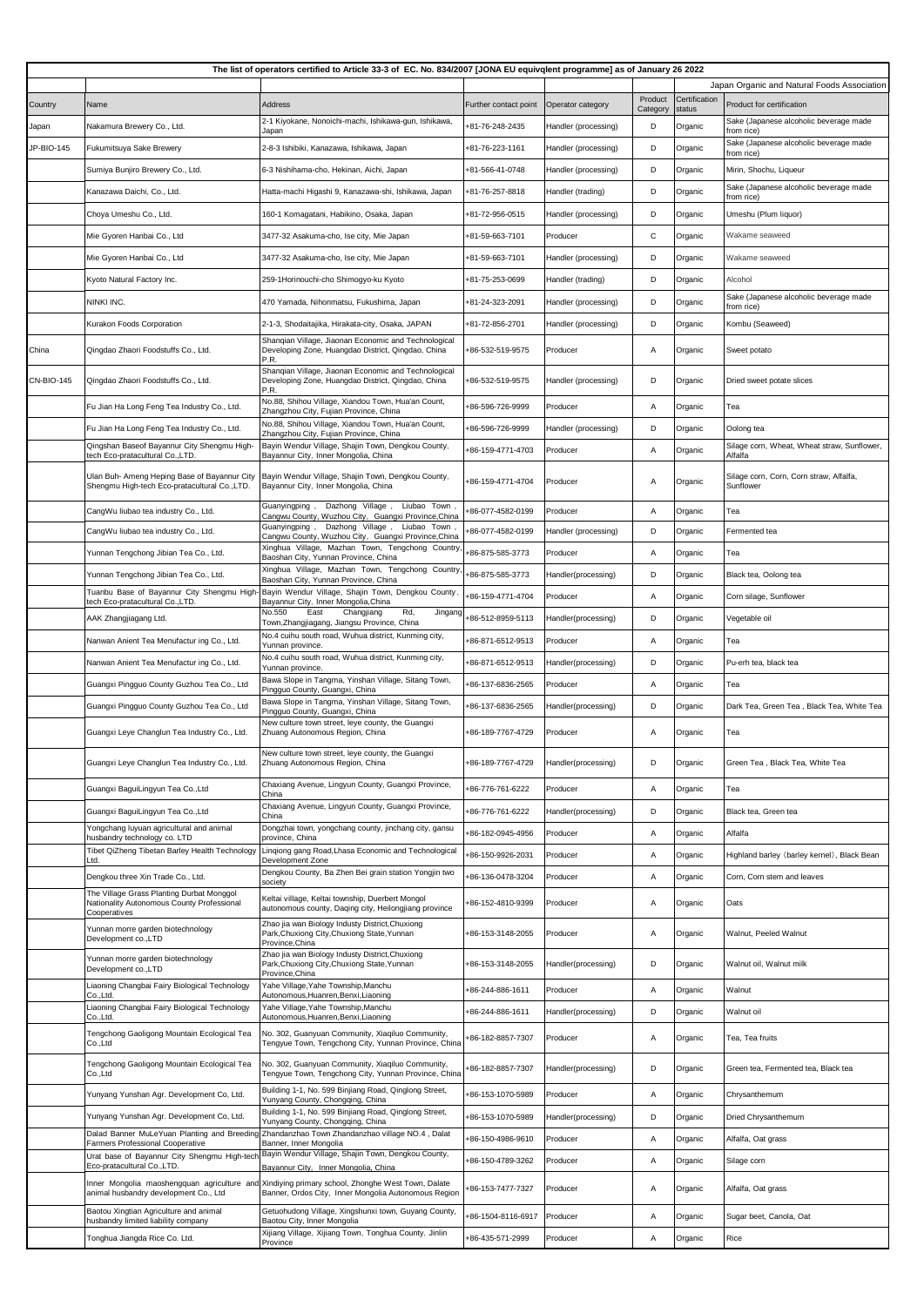**The list of operators certified to Article 33-3 of EC. No. 834/2007 [JONA EU equivqlent programme] as of January 26 2022**

Japan Organic and Natural Foods Association

| Country | Name | Address | Further contact point | Operator category | Product Category | Certification status | Product for certification |
|---|---|---|---|---|---|---|---|
| Japan | Nakamura Brewery Co., Ltd. | 2-1 Kiyokane, Nonoichi-machi, Ishikawa-gun, Ishikawa, Japan | +81-76-248-2435 | Handler (processing) | D | Organic | Sake (Japanese alcoholic beverage made from rice) |
| JP-BIO-145 | Fukumitsuya Sake Brewery | 2-8-3 Ishibiki, Kanazawa, Ishikawa, Japan | +81-76-223-1161 | Handler (processing) | D | Organic | Sake (Japanese alcoholic beverage made from rice) |
| | Sumiya Bunjiro Brewery Co., Ltd. | 6-3 Nishihama-cho, Hekinan, Aichi, Japan | +81-566-41-0748 | Handler (processing) | D | Organic | Mirin, Shochu, Liqueur |
| | Kanazawa Daichi, Co., Ltd. | Hatta-machi Higashi 9, Kanazawa-shi, Ishikawa, Japan | +81-76-257-8818 | Handler (trading) | D | Organic | Sake (Japanese alcoholic beverage made from rice) |
| | Choya Umeshu Co., Ltd. | 160-1 Komagatani, Habikino, Osaka, Japan | +81-72-956-0515 | Handler (processing) | D | Organic | Umeshu (Plum liquor) |
| | Mie Gyoren Hanbai Co., Ltd | 3477-32 Asakuma-cho, Ise city, Mie Japan | +81-59-663-7101 | Producer | C | Organic | Wakame seaweed |
| | Mie Gyoren Hanbai Co., Ltd | 3477-32 Asakuma-cho, Ise city, Mie Japan | +81-59-663-7101 | Handler (processing) | D | Organic | Wakame seaweed |
| | Kyoto Natural Factory Inc. | 259-1Horinouchi-cho Shimogyo-ku Kyoto | +81-75-253-0699 | Handler (trading) | D | Organic | Alcohol |
| | NINKI INC. | 470 Yamada, Nihonmatsu, Fukushima, Japan | +81-24-323-2091 | Handler (processing) | D | Organic | Sake (Japanese alcoholic beverage made from rice) |
| | Kurakon Foods Corporation | 2-1-3, Shodaitajika, Hirakata-city, Osaka, JAPAN | +81-72-856-2701 | Handler (processing) | D | Organic | Kombu (Seaweed) |
| China | Qingdao Zhaori Foodstuffs Co., Ltd. | Shanqian Village, Jiaonan Economic and Technological Developing Zone, Huangdao District, Qingdao, China P.R. | +86-532-519-9575 | Producer | A | Organic | Sweet potato |
| CN-BIO-145 | Qingdao Zhaori Foodstuffs Co., Ltd. | Shanqian Village, Jiaonan Economic and Technological Developing Zone, Huangdao District, Qingdao, China P.R. | +86-532-519-9575 | Handler (processing) | D | Organic | Dried sweet potate slices |
| | Fu Jian Ha Long Feng Tea Industry Co., Ltd. | No.88, Shihou Village, Xiandou Town, Hua'an Count, Zhangzhou City, Fujian Province, China | +86-596-726-9999 | Producer | A | Organic | Tea |
| | Fu Jian Ha Long Feng Tea Industry Co., Ltd. | No.88, Shihou Village, Xiandou Town, Hua'an Count, Zhangzhou City, Fujian Province, China | +86-596-726-9999 | Handler (processing) | D | Organic | Oolong tea |
| | Qingshan Baseof Bayannur City Shengmu High-tech Eco-pratacultural Co.,LTD. | Bayin Wendur Village, Shajin Town, Dengkou County, Bayannur City, Inner Mongolia, China | +86-159-4771-4703 | Producer | A | Organic | Silage corn, Wheat, Wheat straw, Sunflower, Alfalfa |
| | Ulan Buh- Ameng Heping Base of Bayannur City Shengmu High-tech Eco-pratacultural Co.,LTD. | Bayin Wendur Village, Shajin Town, Dengkou County, Bayannur City, Inner Mongolia, China | +86-159-4771-4704 | Producer | A | Organic | Silage corn, Corn, Corn straw, Alfalfa, Sunflower |
| | CangWu liubao tea industry Co., Ltd. | Guanyingping , Dazhong Village , Liubao Town , Cangwu County, Wuzhou City, Guangxi Province,China | +86-077-4582-0199 | Producer | A | Organic | Tea |
| | CangWu liubao tea industry Co., Ltd. | Guanyingping , Dazhong Village , Liubao Town , Cangwu County, Wuzhou City, Guangxi Province,China | +86-077-4582-0199 | Handler (processing) | D | Organic | Fermented tea |
| | Yunnan Tengchong Jibian Tea Co., Ltd. | Xinghua Village, Mazhan Town, Tengchong Country, Baoshan City, Yunnan Province, China | +86-875-585-3773 | Producer | A | Organic | Tea |
| | Yunnan Tengchong Jibian Tea Co., Ltd. | Xinghua Village, Mazhan Town, Tengchong Country, Baoshan City, Yunnan Province, China | +86-875-585-3773 | Handler(processing) | D | Organic | Black tea, Oolong tea |
| | Tuanbu Base of Bayannur City Shengmu High-tech Eco-pratacultural Co.,LTD. | Bayin Wendur Village, Shajin Town, Dengkou County, Bayannur City, Inner Mongolia,China | +86-159-4771-4704 | Producer | A | Organic | Corn silage, Sunflower |
| | AAK Zhangjiagang Ltd. | No.550 East Changjiang Rd, Jingang Town,Zhangjiagang, Jiangsu Province, China | +86-512-8959-5113 | Handler(processing) | D | Organic | Vegetable oil |
| | Nanwan Anient Tea Menufactur ing Co., Ltd. | No.4 cuihu south road, Wuhua district, Kunming city, Yunnan province. | +86-871-6512-9513 | Producer | A | Organic | Tea |
| | Nanwan Anient Tea Menufactur ing Co., Ltd. | No.4 cuihu south road, Wuhua district, Kunming city, Yunnan province. | +86-871-6512-9513 | Handler(processing) | D | Organic | Pu-erh tea, black tea |
| | Guangxi Pingguo County Guzhou Tea Co., Ltd | Bawa Slope in Tangma, Yinshan Village, Sitang Town, Pingguo County, Guangxi, China | +86-137-6836-2565 | Producer | A | Organic | Tea |
| | Guangxi Pingguo County Guzhou Tea Co., Ltd | Bawa Slope in Tangma, Yinshan Village, Sitang Town, Pingguo County, Guangxi, China | +86-137-6836-2565 | Handler(processing) | D | Organic | Dark Tea, Green Tea , Black Tea, White Tea |
| | Guangxi Leye Changlun Tea Industry Co., Ltd. | New culture town street, leye county, the Guangxi Zhuang Autonomous Region, China | +86-189-7767-4729 | Producer | A | Organic | Tea |
| | Guangxi Leye Changlun Tea Industry Co., Ltd. | New culture town street, leye county, the Guangxi Zhuang Autonomous Region, China | +86-189-7767-4729 | Handler(processing) | D | Organic | Green Tea , Black Tea, White Tea |
| | Guangxi BaguiLingyun Tea Co.,Ltd | Chaxiang Avenue, Lingyun County, Guangxi Province, China | +86-776-761-6222 | Producer | A | Organic | Tea |
| | Guangxi BaguiLingyun Tea Co.,Ltd | Chaxiang Avenue, Lingyun County, Guangxi Province, China | +86-776-761-6222 | Handler(processing) | D | Organic | Black tea, Green tea |
| | Yongchang luyuan agricultural and animal husbandry technology co. LTD | Dongzhai town, yongchang county, jinchang city, gansu province, China | +86-182-0945-4956 | Producer | A | Organic | Alfalfa |
| | Tibet QiZheng Tibetan Barley Health Technology Ltd. | Linqiong gang Road,Lhasa Economic and Technological Development Zone | +86-150-9926-2031 | Producer | A | Organic | Highland barley（barley kernel)、Black Bean |
| | Dengkou three Xin Trade Co., Ltd. | Dengkou County, Ba Zhen Bei grain station Yongjin two society | +86-136-0478-3204 | Producer | A | Organic | Corn, Corn stem and leaves |
| | The Village Grass Planting Durbat Monggol Nationality Autonomous County Professional Cooperatives | Keltai village, Keltai township, Duerbert Mongol autonomous county, Daqing city, Heilongjiang province | +86-152-4810-9399 | Producer | A | Organic | Oats |
| | Yunnan morre garden biotechnology Development co.,LTD | Zhao jia wan Biology Industy District,Chuxiong Park,Chuxiong City,Chuxiong State,Yunnan Province,China | +86-153-3148-2055 | Producer | A | Organic | Walnut, Peeled Walnut |
| | Yunnan morre garden biotechnology Development co.,LTD | Zhao jia wan Biology Industy District,Chuxiong Park,Chuxiong City,Chuxiong State,Yunnan Province,China | +86-153-3148-2055 | Handler(processing) | D | Organic | Walnut oil, Walnut milk |
| | Liaoning Changbai Fairy Biological Technology Co.,Ltd. | Yahe Village,Yahe Township,Manchu Autonomous,Huanren,Benxi,Liaoning | +86-244-886-1611 | Producer | A | Organic | Walnut |
| | Liaoning Changbai Fairy Biological Technology Co.,Ltd. | Yahe Village,Yahe Township,Manchu Autonomous,Huanren,Benxi,Liaoning | +86-244-886-1611 | Handler(processing) | D | Organic | Walnut oil |
| | Tengchong Gaoligong Mountain Ecological Tea Co.,Ltd | No. 302, Guanyuan Community, Xiaqiluo Community, Tengyue Town, Tengchong City, Yunnan Province, China | +86-182-8857-7307 | Producer | A | Organic | Tea, Tea fruits |
| | Tengchong Gaoligong Mountain Ecological Tea Co.,Ltd | No. 302, Guanyuan Community, Xiaqiluo Community, Tengyue Town, Tengchong City, Yunnan Province, China | +86-182-8857-7307 | Handler(processing) | D | Organic | Green tea, Fermented tea, Black tea |
| | Yunyang Yunshan Agr. Development Co, Ltd. | Building 1-1, No. 599 Binjiang Road, Qinglong Street, Yunyang County, Chongqing, China | +86-153-1070-5989 | Producer | A | Organic | Chrysanthemum |
| | Yunyang Yunshan Agr. Development Co, Ltd. | Building 1-1, No. 599 Binjiang Road, Qinglong Street, Yunyang County, Chongqing, China | +86-153-1070-5989 | Handler(processing) | D | Organic | Dried Chrysanthemum |
| | Dalad Banner MuLeYuan Planting and Breeding Farmers Professional Cooperative | Zhandanzhao Town Zhandanzhao village NO.4 , Dalat Banner, Inner Mongolia | +86-150-4986-9610 | Producer | A | Organic | Alfalfa, Oat grass |
| | Urat base of Bayannur City Shengmu High-tech Eco-pratacultural Co.,LTD. | Bayin Wendur Village, Shajin Town, Dengkou County, Bayannur City, Inner Mongolia, China | +86-150-4789-3262 | Producer | A | Organic | Silage corn |
| | Inner Mongolia maoshengquan agriculture and animal husbandry development Co., Ltd | Xindiying primary school, Zhonghe West Town, Dalate Banner, Ordos City, Inner Mongolia Autonomous Region | +86-153-7477-7327 | Producer | A | Organic | Alfalfa, Oat grass |
| | Baotou Xingtian Agriculture and animal husbandry limited liability company | Getuohudong Village, Xingshunxi town, Guyang County, Baotou City, Inner Mongolia | +86-1504-8116-6917 | Producer | A | Organic | Sugar beet, Canola, Oat |
| | Tonghua Jiangda Rice Co. Ltd. | Xijiang Village, Xijiang Town, Tonghua County, Jinlin Province | +86-435-571-2999 | Producer | A | Organic | Rice |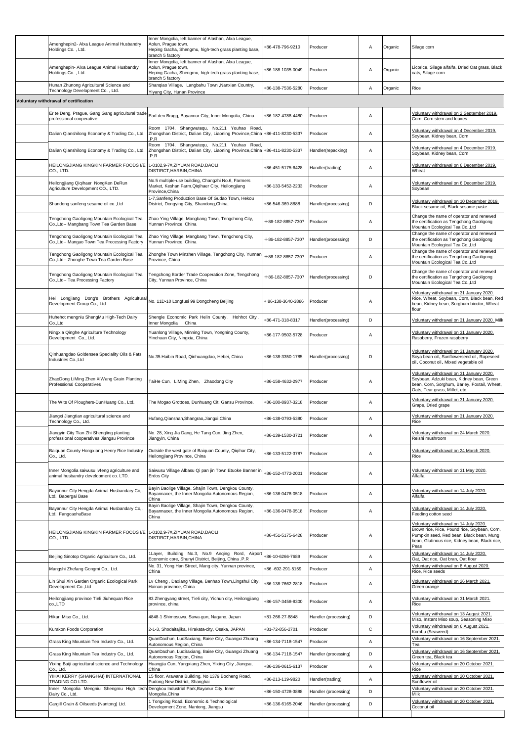| | | | | | | | |
|---|---|---|---|---|---|---|---|
| | Amenghepin2- Alxa League Animal Husbandry Holdings Co. , Ltd. | Inner Mongolia, left banner of Alashan, Alxa League, Aolun, Prague town, Heping Gacha, Shengmu, high-tech grass planting base, branch 5 factory | +86-478-796-9210 | Producer | A | Organic | Silage corn |
| | Amenghepin- Alxa League Animal Husbandry Holdings Co. , Ltd. | Inner Mongolia, left banner of Alashan, Alxa League, Aolun, Prague town, Heping Gacha, Shengmu, high-tech grass planting base, branch 5 factory | +86-188-1035-0049 | Producer | A | Organic | Licorice, Silage alfalfa, Dried Oat grass, Black oats, Silage corn |
| | Hunan Zhunong Agricultural Science and Technology Development Co. , Ltd. | Shangqiao Village, Langbahu Town ,Nanxian Country, Yiyang City, Hunan Province | +86-138-7536-5280 | Producer | A | Organic | Rice |
| **Voluntary withdrawal of certification** | | | | | | | |
| | Er te Deng, Prague, Gang Gang agricultural trade professional cooperative | Earl den Bragg, Bayannur City, Inner Mongolia, China | +86-182-4788-4480 | Producer | A | | Voluntary withdrawal on 2 September 2019. Corn, Corn stem and leaves |
| | Dalian Qianshilong Economy & Trading Co., Ltd. | Room 1704, Shangwutequ, No.211 Youhao Road, Zhongshan District, Dalian City, Liaoning Province,China .P.R | +86-411-8230-5337 | Producer | A | | Voluntary withdrawal on 4 December 2019. Soybean, Kidney bean, Corn |
| | Dalian Qianshilong Economy & Trading Co., Ltd. | Room 1704, Shangwutequ, No.211 Youhao Road, Zhongshan District, Dalian City, Liaoning Province,China .P.R | +86-411-8230-5337 | Handler(repacking) | A | | Voluntary withdrawal on 4 December 2019. Soybean, Kidney bean, Corn |
| | HEILONGJIANG KINGKIN FARMER FOODS I/E CO., LTD. | 1-0102,9-7#,ZIYUAN ROAD,DAOLI DISTRICT,HARBIN,CHINA | +86-451-5175-6428 | Handler(trading) | A | | Voluntary withdrawal on 6 December 2019. Wheat |
| | Heilongjiang Qiqihaer NongKen DeRun Agriculture Development CO., LTD. | No.5 multiple-use building, Changzhi No.6, Farmers Market, Keshan Farm,Qiqihaer City, Heilongjiang Province,China | +86-133-5452-2233 | Producer | A | | Voluntary withdrawal on 6 December 2019. Soybean |
| | Shandong sanfeng sesame oil co.,Ltd | 1-7,Sanfeng Production Base Of Gudao Town, Hekou District, Dongying City, Shandong,China. | +86-546-369-8888 | Handler(processing) | D | | Voluntary withdrawal on 10 December 2019. Black sesame oil, Black sesame paste |
| | Tengchong Gaoligong Mountain Ecological Tea Co.,Ltd-- Mangbang Town Tea Garden Base | Zhao Ying Village, Mangbang Town, Tengchong City, Yunnan Province, China | ＋86-182-8857-7307 | Producer | A | | Change the name of operator and renewed the certification as Tengchong Gaoligong Mountain Ecological Tea Co.,Ltd |
| | Tengchong Gaoligong Mountain Ecological Tea Co.,Ltd-- Mangao Town Tea Processing Factory | Zhao Ying Village, Mangbang Town, Tengchong City, Yunnan Province, China | ＋86-182-8857-7307 | Handler(processing) | D | | Change the name of operator and renewed the certification as Tengchong Gaoligong Mountain Ecological Tea Co.,Ltd |
| | Tengchong Gaoligong Mountain Ecological Tea Co.,Ltd-- Zhonghe Town Tea Garden Base | Zhonghe Town Minzhen Village, Tengchong City, Yunnan Province, China | ＋86-182-8857-7307 | Producer | A | | Change the name of operator and renewed the certification as Tengchong Gaoligong Mountain Ecological Tea Co.,Ltd |
| | Tengchong Gaoligong Mountain Ecological Tea Co.,Ltd-- Tea Processing Factory | Tengchong Border Trade Cooperation Zone, Tengchong City, Yunnan Province, China | ＋86-182-8857-7307 | Handler(processing) | D | | Change the name of operator and renewed the certification as Tengchong Gaoligong Mountain Ecological Tea Co.,Ltd |
| | Hei Longjiang Dong's Brothers Agricultural Development Group Co., Ltd | No. 11D-10 Longfusi 99 Dongcheng Beijing | + 86-138-3640-3886 | Producer | A | | Voluntary withdrawal on 31 January 2020. Rice, Wheat, Soybean, Corn, Black bean, Red bean, Kidney bean, Sorghum bicolor, Wheat flour |
| | Huhehot mengniu ShengMu High-Tech Dairy Co.,Ltd | Shengle Economlc Park Helin County , Hohhot City , Inner Mongolia , China | +86-471-318-8317 | Handler(processing) | D | | Voluntary withdrawal on 31 January 2020. Milk |
| | Ningxia Qinghe Agriculture Technology Development Co., Ltd. | Yuanlong Village, Minning Town, Yongning County, Yinchuan City, Ningxia, China | +86-177-9502-5728 | Producer | A | | Voluntary withdrawal on 31 January 2020. Raspberry, Frozen raspberry |
| | Qinhuangdao Goldensea Speciality Oils & Fats Industries Co.,Ltd | No.35 Haibin Road, Qinhuangdao, Hebei, China | +86-138-3350-1785 | Handler(processing) | D | | Voluntary withdrawal on 31 January 2020. Soya bean oil、Sunflowerseed oil、Rapeseed oil、Coconut oil、Mixed vegetable oil |
| | ZhaoDong LiMing Zhen XiWang Grain Planting Professional Cooperatives | TaiHe Cun, LiMing Zhen, Zhaodong City | +86-158-4632-2977 | Producer | A | | Voluntary withdrawal on 31 January 2020. Soybean, Adzuki bean, Kidney bean, Green bean, Corn, Sorghum, Barley, Foxtail, Wheat, Oats, Tear grass, Millet, etc. |
| | The Wits Of Ploughers-DunHuang Co., Ltd. | The Mogao Grottoes, Dunhuang Cit, Gansu Province. | +86-180-8937-3218 | Producer | A | | Voluntary withdrawal on 31 January 2020. Grape, Dried grape |
| | Jiangxi Jiangtian agricultural science and Technology Co., Ltd. | Hufang,Qianshan,Shangrao,Jiangxi,China | +86-138-0793-5380 | Producer | A | | Voluntary withdrawal on 31 January 2020. Rice |
| | Jiangyin City Tian Zhi Shengling planting professional cooperatives Jiangsu Province | No. 28, Xing Jia Dang, He Tang Cun, Jing Zhen, Jiangyin, China | +86-139-1530-3721 | Producer | A | | Voluntary withdrawal on 24 March 2020. Reishi mushroom |
| | Baiquan County Hongxiang Henry Rice Industry Co., Ltd. | Outside the west gate of Baiquan County, Qiqihar City, Heilongjiang Province, China | +86-133-5122-3787 | Producer | A | | Voluntary withdrawal on 24 March 2020. Rice |
| | Inner Mongolia saiwusu Ivfeng agriculture and animal husbandry development co. LTD. | Saiwusu Village Albasu Qi pan jin Town Etuoke Banner in Erdos City | +86-152-4772-2001 | Producer | A | | Voluntary withdrawal on 31 May 2020. Alfalfa |
| | Bayannur City Hengda Animal Husbandary Co,. Ltd. Baoergai Base | Bayin Baolige Village, Shajin Town, Dengkou County, Bayannaoer, the Inner Mongolia Autonomous Region, China | +86-136-0478-0518 | Producer | A | | Voluntary withdrawal on 14 July 2020. Alfalfa |
| | Bayannur City Hengda Animal Husbandary Co,. Ltd. FangcaohuBase | Bayin Baolige Village, Shajin Town, Dengkou County, Bayannaoer, the Inner Mongolia Autonomous Region, China | +86-136-0478-0518 | Producer | A | | Voluntary withdrawal on 14 July 2020. Feeding cotton seed |
| | HEILONGJIANG KINGKIN FARMER FOODS I/E CO., LTD. | 1-0102,9-7#,ZIYUAN ROAD,DAOLI DISTRICT,HARBIN,CHINA | +86-451-5175-6428 | Producer | A | | Voluntary withdrawal on 14 July 2020. Brown rice, Rice, Pound rice, Soybean, Corn, Pumpkin seed, Red bean, Black bean, Mung bean, Glutinous rice, Kidney bean, Black rice, Peas |
| | Beijing Sinotop Organic Agriculture Co., Ltd. | 1Layer, Building No.3, No.9 Anqing Rord, Airport Economic core, Shunyi District, Beijing, China .P.R | +86-10-6266-7689 | Producer | A | | Voluntary withdrawal on 14 July 2020. Oat, Oat rice, Oat bran, Oat flour |
| | Mangshi Zhefang Gongmi Co., Ltd. | No. 31, Yong Han Street, Mang city, Yunnan province, China | +86 -692-291-5159 | Producer | A | | Voluntary withdrawal on 8 August 2020. Rice, Rice seeds |
| | Lin Shui Xin Garden Organic Ecological Park Development Co.,Ltd | Lv Cheng , Daxiang Village, Benhao Town,Lingshui City, Hainan province, China | +86-138-7662-2818 | Producer | A | | Voluntary withdrawal on 26 March 2021. Green orange |
| | Heilongjiang province Tieli Jiuhequan Rice co.,LTD | 83 Zhengyang street, Tieli city, Yichun city, Heilongjiang province, china | +86-157-3458-8300 | Producer | A | | Voluntary withdrawal on 31 March 2021. Rice |
| | Hikari Miso Co., Ltd. | 4848-1 Shimosuwa, Suwa-gun, Nagano, Japan | +81-266-27-8848 | Handler (processing) | D | | Voluntary withdrawal on 13 August 2021. Miso, Instant Miso soup, Seasoning Miso |
| | Kurakon Foods Corporation | 2-1-3, Shodaitajika, Hirakata-city, Osaka, JAPAN | +81-72-856-2701 | Producer | C | | Voluntary withdrawal on 6 August 2021. Kombu (Seaweed) |
| | Grass King Mountain Tea Industry Co., Ltd. | QuanDachun, LuoSaxiang, Baise City, Guangxi Zhuang Autonomous Region, China | +86-134-7118-1547 | Producer | A | | Voluntary withdrawal on 16 September 2021. Tea |
| | Grass King Mountain Tea Industry Co., Ltd. | QuanDachun, LuoSaxiang, Baise City, Guangxi Zhuang Autonomous Region, China | +86-134-7118-1547 | Handler (processing) | D | | Voluntary withdrawal on 16 September 2021. Green tea, Black tea |
| | Yixing Baiji agricultural science and Technology Co., Ltd. | Huangjia Cun, Yangxiang Zhen, Yixing City ,Jiangsu, China | +86-136-0615-6137 | Producer | A | | Voluntary withdrawal on 20 October 2021. Rice |
| | YIHAI KERRY (SHANGHAI) INTERNATIONAL TRADING CO LTD. | 15 floor, Arawana Building, No 1379 Bocheng Road, Pudong New District, Shanghai | +86-213-119-9820 | Handler(trading) | A | | Voluntary withdrawal on 20 October 2021. Sunflower oil |
| | Inner Mongolia Mengniu Shengmu High tech Dairy Co., Ltd. | Dengkou Industrial Park,Bayanur City, Inner Mongolia,China | +86-150-4728-3888 | Handler (processing) | D | | Voluntary withdrawal on 20 October 2021. Milk |
| | Cargill Grain & Oilseeds (Nantong) Ltd. | 1 Tongxing Road, Economic & Technological Development Zone, Nantong, Jiangsu | +86-136-6165-2046 | Handler (processing) | D | | Voluntary withdrawal on 20 October 2021. Coconut oil |